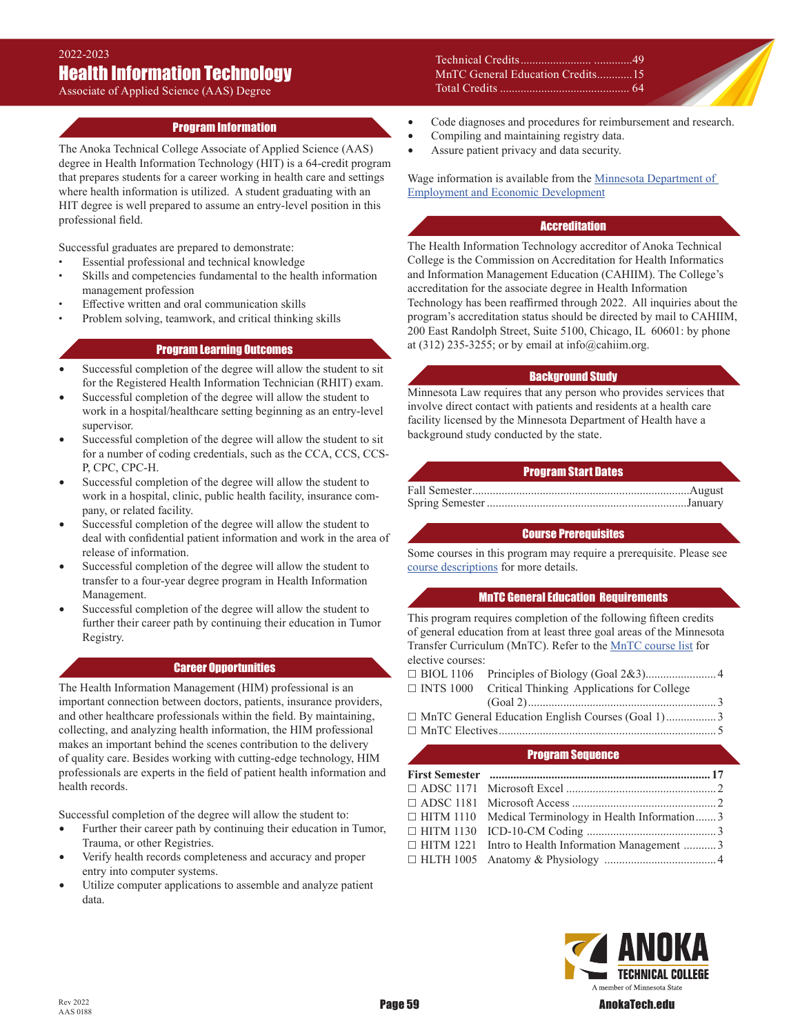2022-2023

# Health Information Technology

Associate of Applied Science (AAS) Degree

Technical Credits..........................................49
MnTC General Education Credits............15
Total Credits ............................................ 64

## Program Information

The Anoka Technical College Associate of Applied Science (AAS) degree in Health Information Technology (HIT) is a 64-credit program that prepares students for a career working in health care and settings where health information is utilized. A student graduating with an HIT degree is well prepared to assume an entry-level position in this professional field.

Successful graduates are prepared to demonstrate:

- Essential professional and technical knowledge
- Skills and competencies fundamental to the health information management profession
- Effective written and oral communication skills
- Problem solving, teamwork, and critical thinking skills

## Program Learning Outcomes

- Successful completion of the degree will allow the student to sit for the Registered Health Information Technician (RHIT) exam.
- Successful completion of the degree will allow the student to work in a hospital/healthcare setting beginning as an entry-level supervisor.
- Successful completion of the degree will allow the student to sit for a number of coding credentials, such as the CCA, CCS, CCS-P, CPC, CPC-H.
- Successful completion of the degree will allow the student to work in a hospital, clinic, public health facility, insurance company, or related facility.
- Successful completion of the degree will allow the student to deal with confidential patient information and work in the area of release of information.
- Successful completion of the degree will allow the student to transfer to a four-year degree program in Health Information Management.
- Successful completion of the degree will allow the student to further their career path by continuing their education in Tumor Registry.

## Career Opportunities

The Health Information Management (HIM) professional is an important connection between doctors, patients, insurance providers, and other healthcare professionals within the field. By maintaining, collecting, and analyzing health information, the HIM professional makes an important behind the scenes contribution to the delivery of quality care. Besides working with cutting-edge technology, HIM professionals are experts in the field of patient health information and health records.

Successful completion of the degree will allow the student to:

- Further their career path by continuing their education in Tumor, Trauma, or other Registries.
- Verify health records completeness and accuracy and proper entry into computer systems.
- Utilize computer applications to assemble and analyze patient data.
- Code diagnoses and procedures for reimbursement and research.
- Compiling and maintaining registry data.
- Assure patient privacy and data security.

Wage information is available from the Minnesota Department of Employment and Economic Development

## Accreditation

The Health Information Technology accreditor of Anoka Technical College is the Commission on Accreditation for Health Informatics and Information Management Education (CAHIIM). The College's accreditation for the associate degree in Health Information Technology has been reaffirmed through 2022. All inquiries about the program's accreditation status should be directed by mail to CAHIIM, 200 East Randolph Street, Suite 5100, Chicago, IL 60601: by phone at (312) 235-3255; or by email at info@cahiim.org.

## Background Study

Minnesota Law requires that any person who provides services that involve direct contact with patients and residents at a health care facility licensed by the Minnesota Department of Health have a background study conducted by the state.

## Program Start Dates

Fall Semester..........................................................................August
Spring Semester ....................................................................January

## Course Prerequisites

Some courses in this program may require a prerequisite. Please see course descriptions for more details.

## MnTC General Education Requirements

This program requires completion of the following fifteen credits of general education from at least three goal areas of the Minnesota Transfer Curriculum (MnTC). Refer to the MnTC course list for elective courses:

- ☐ BIOL 1106 Principles of Biology (Goal 2&3)........................4
- ☐ INTS 1000 Critical Thinking Applications for College (Goal 2)................................................................3
- ☐ MnTC General Education English Courses (Goal 1).................3
- ☐ MnTC Electives..........................................................................5

## Program Sequence

**First Semester ..........................................................................17**

- ☐ ADSC 1171 Microsoft Excel ...................................................2
- ☐ ADSC 1181 Microsoft Access .................................................2
- ☐ HITM 1110 Medical Terminology in Health Information.......3
- ☐ HITM 1130 ICD-10-CM Coding ............................................3
- ☐ HITM 1221 Intro to Health Information Management ...........3
- ☐ HLTH 1005 Anatomy & Physiology ......................................4

Rev 2022
AAS 0188

AnokaTech.edu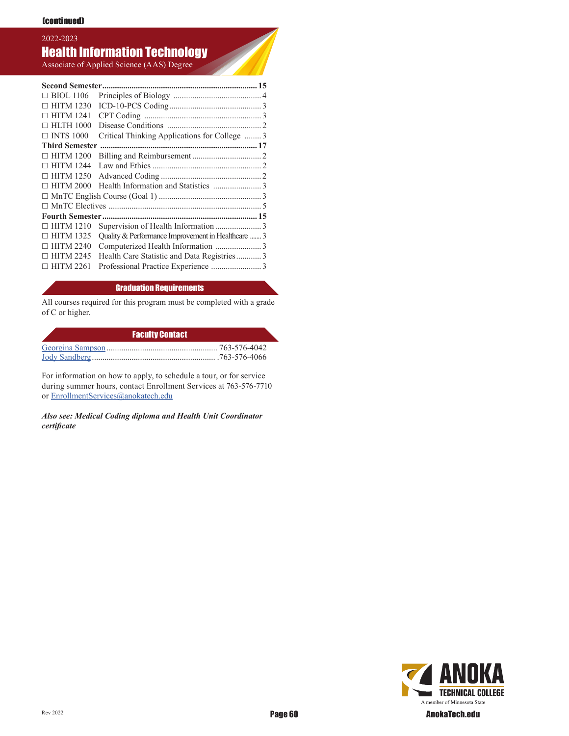(continued)

2022-2023

# Health Information Technology

Associate of Applied Science (AAS) Degree

**Second Semester** .......................................................................... **15**

- ☐ BIOL 1106 Principles of Biology .......................................... 4
- ☐ HITM 1230 ICD-10-PCS Coding............................................ 3
- ☐ HITM 1241 CPT Coding ........................................................ 3
- ☐ HLTH 1000 Disease Conditions ............................................. 2
- ☐ INTS 1000 Critical Thinking Applications for College ........ 3

**Third Semester** .......................................................................... **17**

- ☐ HITM 1200 Billing and Reimbursement ................................. 2
- ☐ HITM 1244 Law and Ethics .................................................... 2
- ☐ HITM 1250 Advanced Coding ................................................ 2
- ☐ HITM 2000 Health Information and Statistics ....................... 3
- ☐ MnTC English Course (Goal 1) ................................................. 3
- ☐ MnTC Electives ......................................................................... 5

**Fourth Semester** .......................................................................... **15**

- ☐ HITM 1210 Supervision of Health Information ...................... 3
- ☐ HITM 1325 Quality & Performance Improvement in Healthcare ....... 3
- ☐ HITM 2240 Computerized Health Information ...................... 3
- ☐ HITM 2245 Health Care Statistic and Data Registries ............ 3
- ☐ HITM 2261 Professional Practice Experience ........................ 3

## Graduation Requirements

All courses required for this program must be completed with a grade of C or higher.

## Faculty Contact

Georgina Sampson ..................................................... 763-576-4042
Jody Sandberg ........................................................... .763-576-4066

For information on how to apply, to schedule a tour, or for service during summer hours, contact Enrollment Services at 763-576-7710 or EnrollmentServices@anokatech.edu

***Also see: Medical Coding diploma and Health Unit Coordinator certificate***

ANOKA TECHNICAL COLLEGE
A member of Minnesota State

Rev 2022

AnokaTech.edu